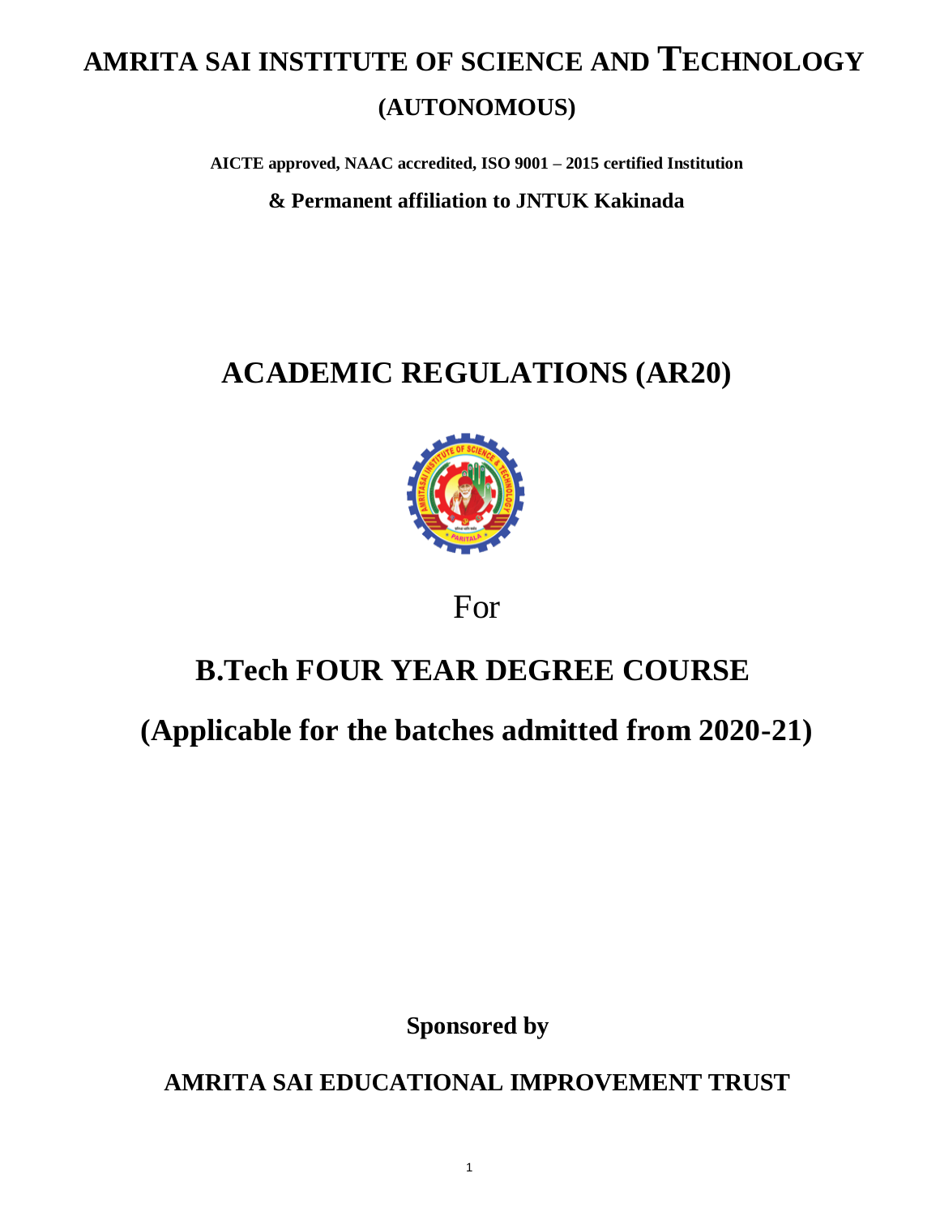# AMRITA SAI INSTITUTE OF SCIENCE AND TECHNOLOGY

## (AUTONOMOUS)

**AICTE approved, NAAC accredited, ISO 9001 – 2015 certified Institution**

**& Permanent affiliation to JNTUK Kakinada**

# ACADEMIC REGULATIONS (AR20)

For

# B.Tech FOUR YEAR DEGREE COURSE

# (Applicable for the batches admitted from 2020-21)

**Sponsored by**

**AMRITA SAI EDUCATIONAL IMPROVEMENT TRUST**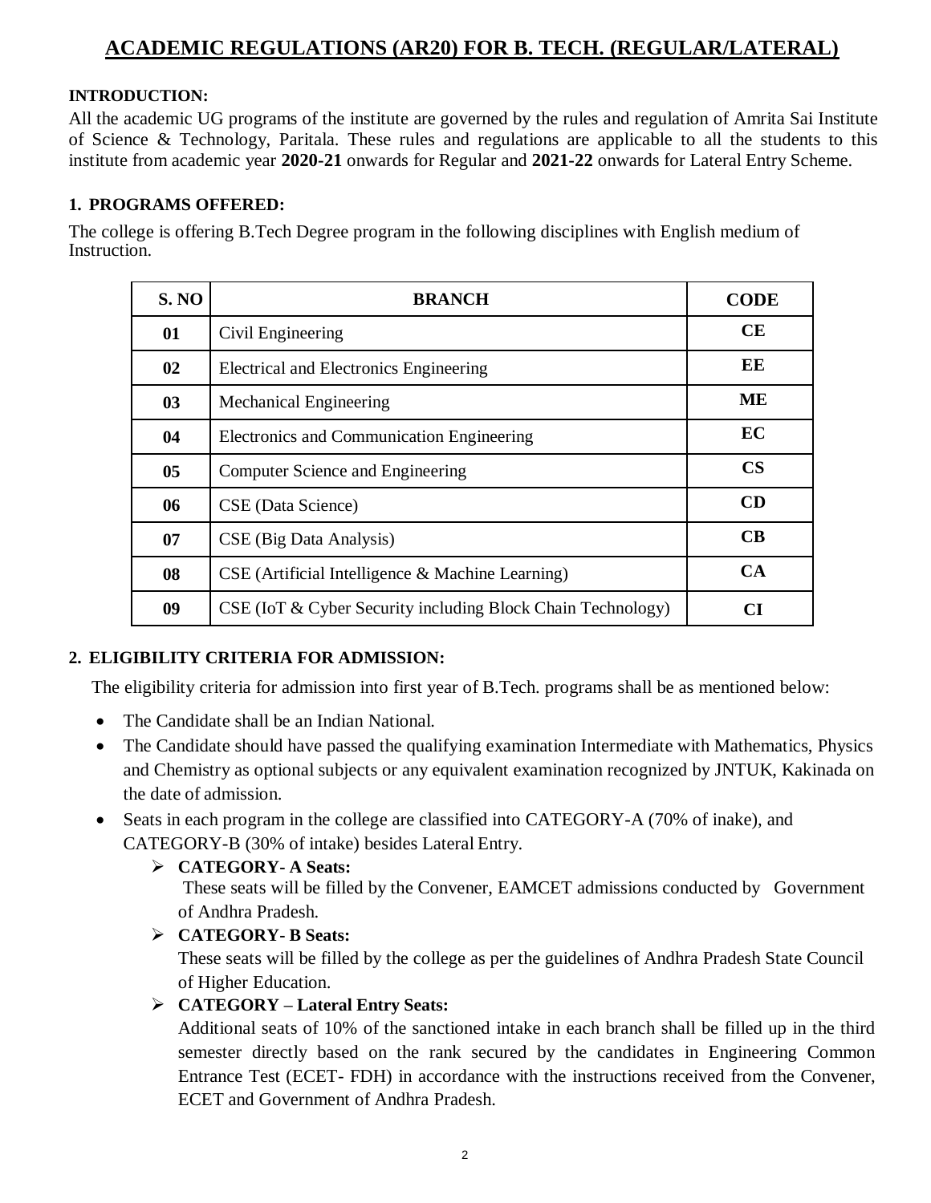# ACADEMIC REGULATIONS (AR20) FOR B. TECH. (REGULAR/LATERAL)

**INTRODUCTION:**

All the academic UG programs of the institute are governed by the rules and regulation of Amrita Sai Institute of Science & Technology, Paritala. These rules and regulations are applicable to all the students to this institute from academic year **2020-21** onwards for Regular and **2021-22** onwards for Lateral Entry Scheme.

## 1. PROGRAMS OFFERED:

The college is offering B.Tech Degree program in the following disciplines with English medium of Instruction.

| S. NO | BRANCH | CODE |
|---|---|---|
| 01 | Civil Engineering | CE |
| 02 | Electrical and Electronics Engineering | EE |
| 03 | Mechanical Engineering | ME |
| 04 | Electronics and Communication Engineering | EC |
| 05 | Computer Science and Engineering | CS |
| 06 | CSE (Data Science) | CD |
| 07 | CSE (Big Data Analysis) | CB |
| 08 | CSE (Artificial Intelligence & Machine Learning) | CA |
| 09 | CSE (IoT & Cyber Security including Block Chain Technology) | CI |

## 2. ELIGIBILITY CRITERIA FOR ADMISSION:

The eligibility criteria for admission into first year of B.Tech. programs shall be as mentioned below:

- The Candidate shall be an Indian National.
- The Candidate should have passed the qualifying examination Intermediate with Mathematics, Physics and Chemistry as optional subjects or any equivalent examination recognized by JNTUK, Kakinada on the date of admission.
- Seats in each program in the college are classified into CATEGORY-A (70% of inake), and CATEGORY-B (30% of intake) besides Lateral Entry.
  - **CATEGORY- A Seats:**
    These seats will be filled by the Convener, EAMCET admissions conducted by Government of Andhra Pradesh.
  - **CATEGORY- B Seats:**
    These seats will be filled by the college as per the guidelines of Andhra Pradesh State Council of Higher Education.
  - **CATEGORY – Lateral Entry Seats:**
    Additional seats of 10% of the sanctioned intake in each branch shall be filled up in the third semester directly based on the rank secured by the candidates in Engineering Common Entrance Test (ECET- FDH) in accordance with the instructions received from the Convener, ECET and Government of Andhra Pradesh.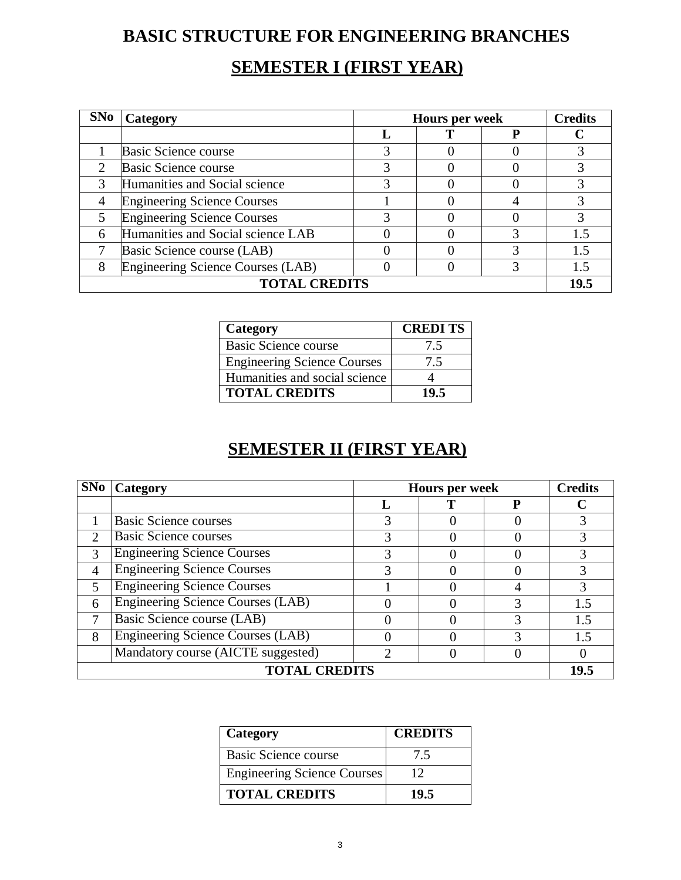# BASIC STRUCTURE FOR ENGINEERING BRANCHES

## SEMESTER I (FIRST YEAR)

| SNo | Category | Hours per week | | | Credits |
|---|---|---|---|---|---|
| | | L | T | P | C |
| 1 | Basic Science course | 3 | 0 | 0 | 3 |
| 2 | Basic Science course | 3 | 0 | 0 | 3 |
| 3 | Humanities and Social science | 3 | 0 | 0 | 3 |
| 4 | Engineering Science Courses | 1 | 0 | 4 | 3 |
| 5 | Engineering Science Courses | 3 | 0 | 0 | 3 |
| 6 | Humanities and Social science LAB | 0 | 0 | 3 | 1.5 |
| 7 | Basic Science course (LAB) | 0 | 0 | 3 | 1.5 |
| 8 | Engineering Science Courses (LAB) | 0 | 0 | 3 | 1.5 |
| **TOTAL CREDITS** | | | | | **19.5** |

| Category | CREDI TS |
|---|---|
| Basic Science course | 7.5 |
| Engineering Science Courses | 7.5 |
| Humanities and social science | 4 |
| **TOTAL CREDITS** | **19.5** |

## SEMESTER II (FIRST YEAR)

| SNo | Category | Hours per week | | | Credits |
|---|---|---|---|---|---|
| | | L | T | P | C |
| 1 | Basic Science courses | 3 | 0 | 0 | 3 |
| 2 | Basic Science courses | 3 | 0 | 0 | 3 |
| 3 | Engineering Science Courses | 3 | 0 | 0 | 3 |
| 4 | Engineering Science Courses | 3 | 0 | 0 | 3 |
| 5 | Engineering Science Courses | 1 | 0 | 4 | 3 |
| 6 | Engineering Science Courses (LAB) | 0 | 0 | 3 | 1.5 |
| 7 | Basic Science course (LAB) | 0 | 0 | 3 | 1.5 |
| 8 | Engineering Science Courses (LAB) | 0 | 0 | 3 | 1.5 |
| | Mandatory course (AICTE suggested) | 2 | 0 | 0 | 0 |
| **TOTAL CREDITS** | | | | | **19.5** |

| Category | CREDITS |
|---|---|
| Basic Science course | 7.5 |
| Engineering Science Courses | 12 |
| **TOTAL CREDITS** | **19.5** |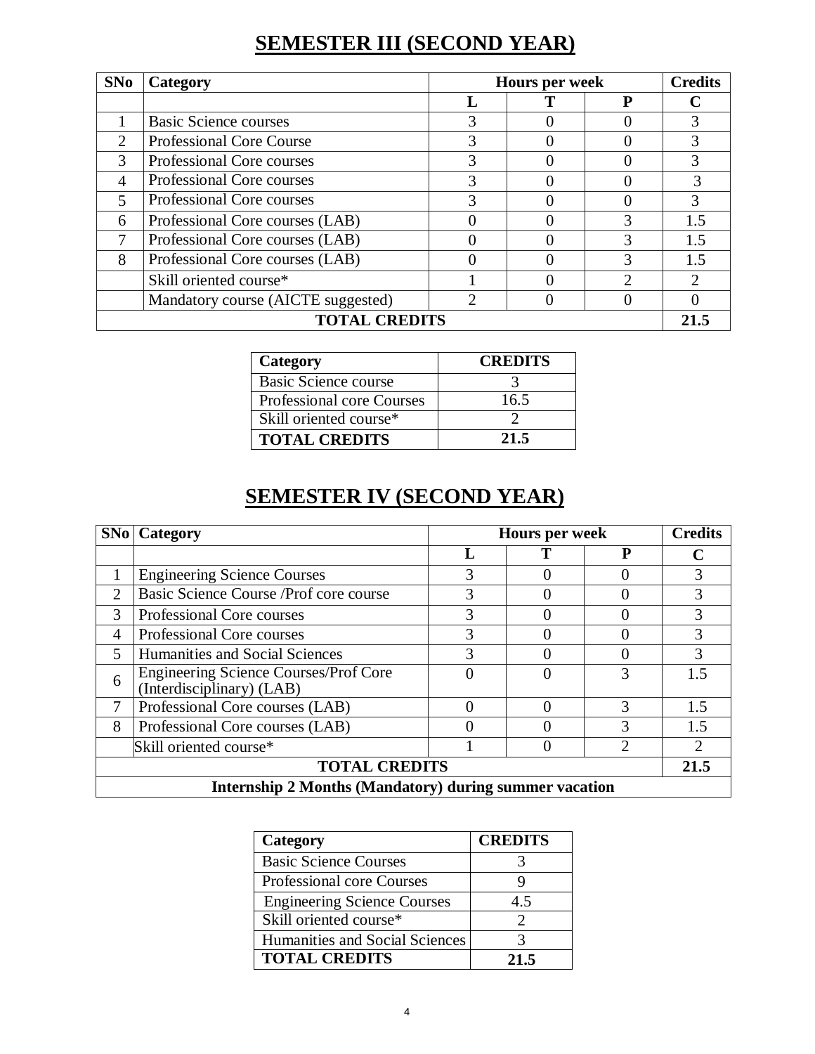# SEMESTER III (SECOND YEAR)

| SNo | Category | Hours per week | | | Credits |
|---|---|---|---|---|---|
| | | L | T | P | C |
| 1 | Basic Science courses | 3 | 0 | 0 | 3 |
| 2 | Professional Core Course | 3 | 0 | 0 | 3 |
| 3 | Professional Core courses | 3 | 0 | 0 | 3 |
| 4 | Professional Core courses | 3 | 0 | 0 | 3 |
| 5 | Professional Core courses | 3 | 0 | 0 | 3 |
| 6 | Professional Core courses (LAB) | 0 | 0 | 3 | 1.5 |
| 7 | Professional Core courses (LAB) | 0 | 0 | 3 | 1.5 |
| 8 | Professional Core courses (LAB) | 0 | 0 | 3 | 1.5 |
| | Skill oriented course* | 1 | 0 | 2 | 2 |
| | Mandatory course (AICTE suggested) | 2 | 0 | 0 | 0 |
| **TOTAL CREDITS** | | | | | **21.5** |

| Category | CREDITS |
|---|---|
| Basic Science course | 3 |
| Professional core Courses | 16.5 |
| Skill oriented course* | 2 |
| **TOTAL CREDITS** | **21.5** |

# SEMESTER IV (SECOND YEAR)

| SNo | Category | Hours per week | | | Credits |
|---|---|---|---|---|---|
| | | L | T | P | C |
| 1 | Engineering Science Courses | 3 | 0 | 0 | 3 |
| 2 | Basic Science Course /Prof core course | 3 | 0 | 0 | 3 |
| 3 | Professional Core courses | 3 | 0 | 0 | 3 |
| 4 | Professional Core courses | 3 | 0 | 0 | 3 |
| 5 | Humanities and Social Sciences | 3 | 0 | 0 | 3 |
| 6 | Engineering Science Courses/Prof Core (Interdisciplinary) (LAB) | 0 | 0 | 3 | 1.5 |
| 7 | Professional Core courses (LAB) | 0 | 0 | 3 | 1.5 |
| 8 | Professional Core courses (LAB) | 0 | 0 | 3 | 1.5 |
| | Skill oriented course* | 1 | 0 | 2 | 2 |
| **TOTAL CREDITS** | | | | | **21.5** |
| **Internship 2 Months (Mandatory) during summer vacation** | | | | | |

| Category | CREDITS |
|---|---|
| Basic Science Courses | 3 |
| Professional core Courses | 9 |
| Engineering Science Courses | 4.5 |
| Skill oriented course* | 2 |
| Humanities and Social Sciences | 3 |
| **TOTAL CREDITS** | **21.5** |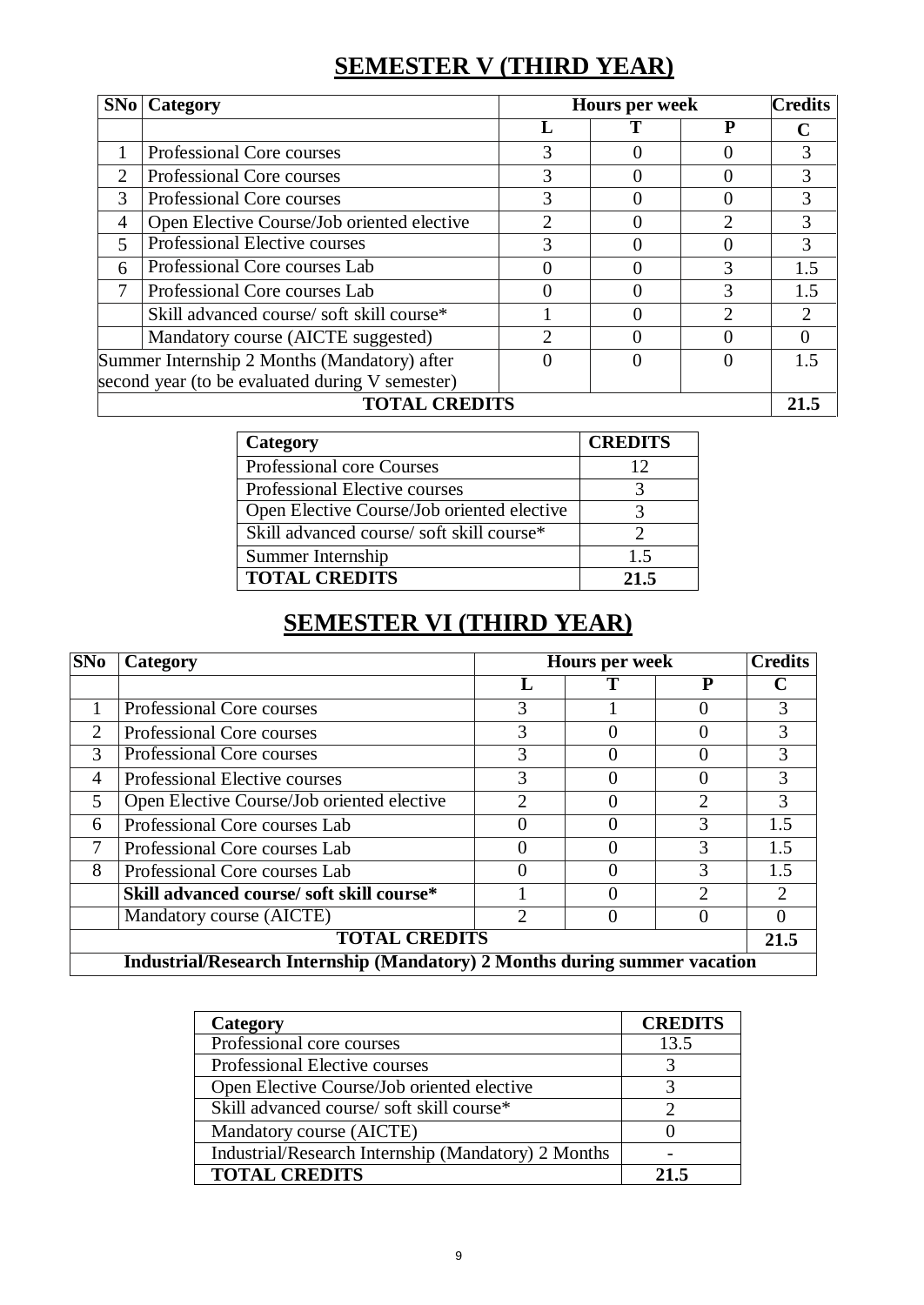# SEMESTER V (THIRD YEAR)

| SNo | Category | Hours per week | | | Credits |
|---|---|---|---|---|---|
| | | L | T | P | C |
| 1 | Professional Core courses | 3 | 0 | 0 | 3 |
| 2 | Professional Core courses | 3 | 0 | 0 | 3 |
| 3 | Professional Core courses | 3 | 0 | 0 | 3 |
| 4 | Open Elective Course/Job oriented elective | 2 | 0 | 2 | 3 |
| 5 | Professional Elective courses | 3 | 0 | 0 | 3 |
| 6 | Professional Core courses Lab | 0 | 0 | 3 | 1.5 |
| 7 | Professional Core courses Lab | 0 | 0 | 3 | 1.5 |
| | Skill advanced course/ soft skill course* | 1 | 0 | 2 | 2 |
| | Mandatory course (AICTE suggested) | 2 | 0 | 0 | 0 |
| Summer Internship 2 Months (Mandatory) after second year (to be evaluated during V semester) | | 0 | 0 | 0 | 1.5 |
| **TOTAL CREDITS** | | | | | **21.5** |

| Category | CREDITS |
|---|---|
| Professional core Courses | 12 |
| Professional Elective courses | 3 |
| Open Elective Course/Job oriented elective | 3 |
| Skill advanced course/ soft skill course* | 2 |
| Summer Internship | 1.5 |
| **TOTAL CREDITS** | **21.5** |

# SEMESTER VI (THIRD YEAR)

| SNo | Category | Hours per week | | | Credits |
|---|---|---|---|---|---|
| | | L | T | P | C |
| 1 | Professional Core courses | 3 | 1 | 0 | 3 |
| 2 | Professional Core courses | 3 | 0 | 0 | 3 |
| 3 | Professional Core courses | 3 | 0 | 0 | 3 |
| 4 | Professional Elective courses | 3 | 0 | 0 | 3 |
| 5 | Open Elective Course/Job oriented elective | 2 | 0 | 2 | 3 |
| 6 | Professional Core courses Lab | 0 | 0 | 3 | 1.5 |
| 7 | Professional Core courses Lab | 0 | 0 | 3 | 1.5 |
| 8 | Professional Core courses Lab | 0 | 0 | 3 | 1.5 |
| | **Skill advanced course/ soft skill course*** | 1 | 0 | 2 | 2 |
| | Mandatory course (AICTE) | 2 | 0 | 0 | 0 |
| **TOTAL CREDITS** | | | | | **21.5** |
| **Industrial/Research Internship (Mandatory) 2 Months during summer vacation** | | | | | |

| Category | CREDITS |
|---|---|
| Professional core courses | 13.5 |
| Professional Elective courses | 3 |
| Open Elective Course/Job oriented elective | 3 |
| Skill advanced course/ soft skill course* | 2 |
| Mandatory course (AICTE) | 0 |
| Industrial/Research Internship (Mandatory) 2 Months | - |
| **TOTAL CREDITS** | **21.5** |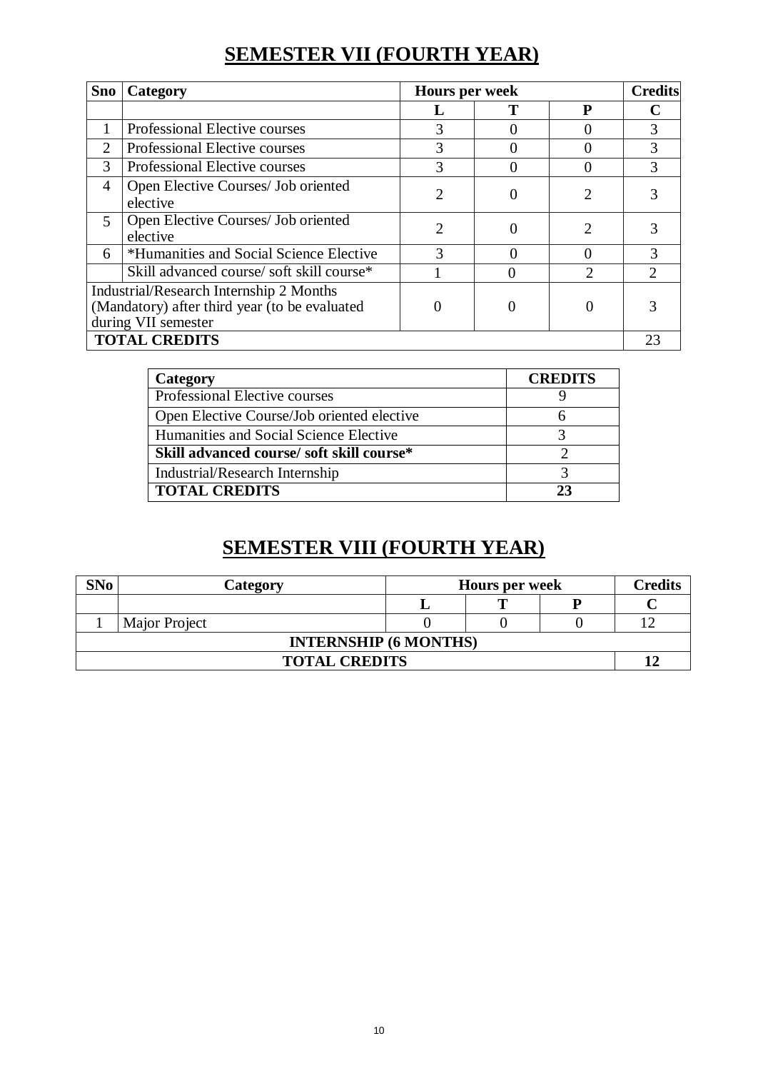# SEMESTER VII (FOURTH YEAR)

| Sno | Category | Hours per week | | | Credits |
|---|---|---|---|---|---|
| | | L | T | P | C |
| 1 | Professional Elective courses | 3 | 0 | 0 | 3 |
| 2 | Professional Elective courses | 3 | 0 | 0 | 3 |
| 3 | Professional Elective courses | 3 | 0 | 0 | 3 |
| 4 | Open Elective Courses/ Job oriented elective | 2 | 0 | 2 | 3 |
| 5 | Open Elective Courses/ Job oriented elective | 2 | 0 | 2 | 3 |
| 6 | *Humanities and Social Science Elective | 3 | 0 | 0 | 3 |
| | Skill advanced course/ soft skill course* | 1 | 0 | 2 | 2 |
| Industrial/Research Internship 2 Months (Mandatory) after third year (to be evaluated during VII semester | | 0 | 0 | 0 | 3 |
| **TOTAL CREDITS** | | | | | 23 |

| Category | CREDITS |
|---|---|
| Professional Elective courses | 9 |
| Open Elective Course/Job oriented elective | 6 |
| Humanities and Social Science Elective | 3 |
| **Skill advanced course/ soft skill course*** | 2 |
| Industrial/Research Internship | 3 |
| **TOTAL CREDITS** | **23** |

# SEMESTER VIII (FOURTH YEAR)

| SNo | Category | Hours per week | | | Credits |
|---|---|---|---|---|---|
| | | L | T | P | C |
| 1 | Major Project | 0 | 0 | 0 | 12 |
| **INTERNSHIP (6 MONTHS)** | | | | | |
| **TOTAL CREDITS** | | | | | **12** |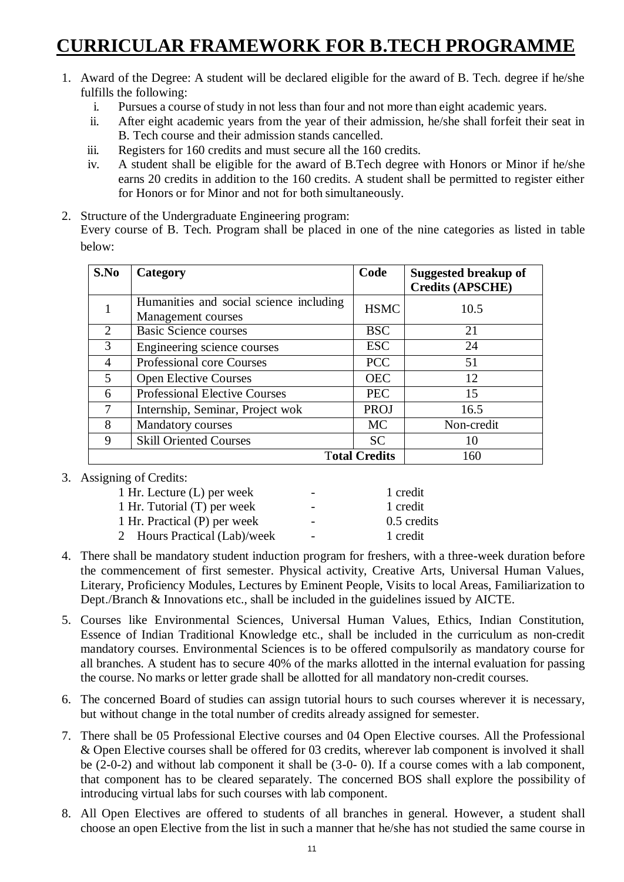# CURRICULAR FRAMEWORK FOR B.TECH PROGRAMME

1. Award of the Degree: A student will be declared eligible for the award of B. Tech. degree if he/she fulfills the following:
   i. Pursues a course of study in not less than four and not more than eight academic years.
   ii. After eight academic years from the year of their admission, he/she shall forfeit their seat in B. Tech course and their admission stands cancelled.
   iii. Registers for 160 credits and must secure all the 160 credits.
   iv. A student shall be eligible for the award of B.Tech degree with Honors or Minor if he/she earns 20 credits in addition to the 160 credits. A student shall be permitted to register either for Honors or for Minor and not for both simultaneously.

2. Structure of the Undergraduate Engineering program:
   Every course of B. Tech. Program shall be placed in one of the nine categories as listed in table below:

| S.No | Category | Code | Suggested breakup of Credits (APSCHE) |
|---|---|---|---|
| 1 | Humanities and social science including Management courses | HSMC | 10.5 |
| 2 | Basic Science courses | BSC | 21 |
| 3 | Engineering science courses | ESC | 24 |
| 4 | Professional core Courses | PCC | 51 |
| 5 | Open Elective Courses | OEC | 12 |
| 6 | Professional Elective Courses | PEC | 15 |
| 7 | Internship, Seminar, Project wok | PROJ | 16.5 |
| 8 | Mandatory courses | MC | Non-credit |
| 9 | Skill Oriented Courses | SC | 10 |
| | | Total Credits | 160 |

3. Assigning of Credits:

   | | | |
   |---|---|---|
   | 1 Hr. Lecture (L) per week | - | 1 credit |
   | 1 Hr. Tutorial (T) per week | - | 1 credit |
   | 1 Hr. Practical (P) per week | - | 0.5 credits |
   | 2 Hours Practical (Lab)/week | - | 1 credit |

4. There shall be mandatory student induction program for freshers, with a three-week duration before the commencement of first semester. Physical activity, Creative Arts, Universal Human Values, Literary, Proficiency Modules, Lectures by Eminent People, Visits to local Areas, Familiarization to Dept./Branch & Innovations etc., shall be included in the guidelines issued by AICTE.

5. Courses like Environmental Sciences, Universal Human Values, Ethics, Indian Constitution, Essence of Indian Traditional Knowledge etc., shall be included in the curriculum as non-credit mandatory courses. Environmental Sciences is to be offered compulsorily as mandatory course for all branches. A student has to secure 40% of the marks allotted in the internal evaluation for passing the course. No marks or letter grade shall be allotted for all mandatory non-credit courses.

6. The concerned Board of studies can assign tutorial hours to such courses wherever it is necessary, but without change in the total number of credits already assigned for semester.

7. There shall be 05 Professional Elective courses and 04 Open Elective courses. All the Professional & Open Elective courses shall be offered for 03 credits, wherever lab component is involved it shall be (2-0-2) and without lab component it shall be (3-0- 0). If a course comes with a lab component, that component has to be cleared separately. The concerned BOS shall explore the possibility of introducing virtual labs for such courses with lab component.

8. All Open Electives are offered to students of all branches in general. However, a student shall choose an open Elective from the list in such a manner that he/she has not studied the same course in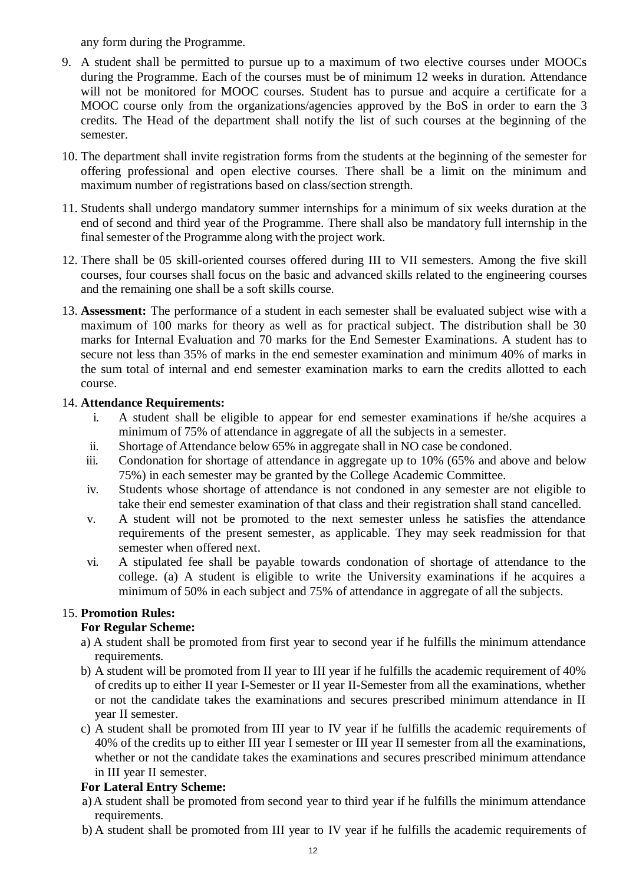any form during the Programme.

9. A student shall be permitted to pursue up to a maximum of two elective courses under MOOCs during the Programme. Each of the courses must be of minimum 12 weeks in duration. Attendance will not be monitored for MOOC courses. Student has to pursue and acquire a certificate for a MOOC course only from the organizations/agencies approved by the BoS in order to earn the 3 credits. The Head of the department shall notify the list of such courses at the beginning of the semester.

10. The department shall invite registration forms from the students at the beginning of the semester for offering professional and open elective courses. There shall be a limit on the minimum and maximum number of registrations based on class/section strength.

11. Students shall undergo mandatory summer internships for a minimum of six weeks duration at the end of second and third year of the Programme. There shall also be mandatory full internship in the final semester of the Programme along with the project work.

12. There shall be 05 skill-oriented courses offered during III to VII semesters. Among the five skill courses, four courses shall focus on the basic and advanced skills related to the engineering courses and the remaining one shall be a soft skills course.

13. **Assessment:** The performance of a student in each semester shall be evaluated subject wise with a maximum of 100 marks for theory as well as for practical subject. The distribution shall be 30 marks for Internal Evaluation and 70 marks for the End Semester Examinations. A student has to secure not less than 35% of marks in the end semester examination and minimum 40% of marks in the sum total of internal and end semester examination marks to earn the credits allotted to each course.

14. **Attendance Requirements:**
    i. A student shall be eligible to appear for end semester examinations if he/she acquires a minimum of 75% of attendance in aggregate of all the subjects in a semester.
    ii. Shortage of Attendance below 65% in aggregate shall in NO case be condoned.
    iii. Condonation for shortage of attendance in aggregate up to 10% (65% and above and below 75%) in each semester may be granted by the College Academic Committee.
    iv. Students whose shortage of attendance is not condoned in any semester are not eligible to take their end semester examination of that class and their registration shall stand cancelled.
    v. A student will not be promoted to the next semester unless he satisfies the attendance requirements of the present semester, as applicable. They may seek readmission for that semester when offered next.
    vi. A stipulated fee shall be payable towards condonation of shortage of attendance to the college. (a) A student is eligible to write the University examinations if he acquires a minimum of 50% in each subject and 75% of attendance in aggregate of all the subjects.

15. **Promotion Rules:**

    **For Regular Scheme:**

    a) A student shall be promoted from first year to second year if he fulfills the minimum attendance requirements.

    b) A student will be promoted from II year to III year if he fulfills the academic requirement of 40% of credits up to either II year I-Semester or II year II-Semester from all the examinations, whether or not the candidate takes the examinations and secures prescribed minimum attendance in II year II semester.

    c) A student shall be promoted from III year to IV year if he fulfills the academic requirements of 40% of the credits up to either III year I semester or III year II semester from all the examinations, whether or not the candidate takes the examinations and secures prescribed minimum attendance in III year II semester.

    **For Lateral Entry Scheme:**

    a) A student shall be promoted from second year to third year if he fulfills the minimum attendance requirements.

    b) A student shall be promoted from III year to IV year if he fulfills the academic requirements of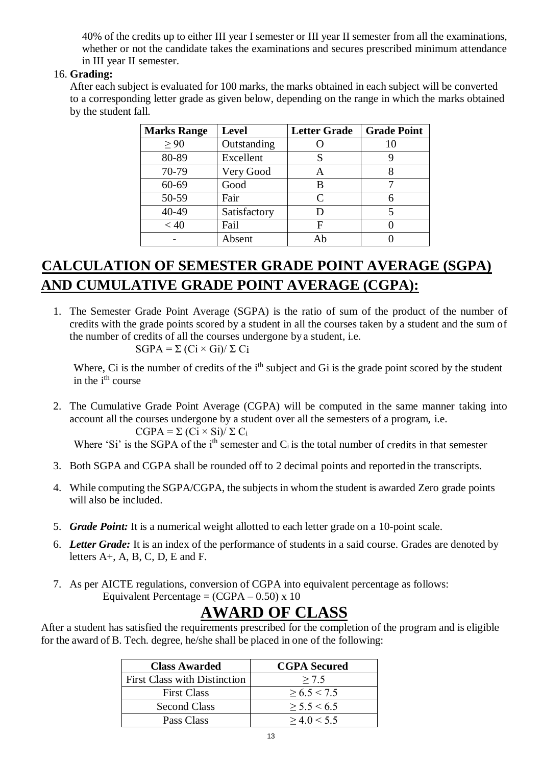40% of the credits up to either III year I semester or III year II semester from all the examinations, whether or not the candidate takes the examinations and secures prescribed minimum attendance in III year II semester.

16. **Grading:**

After each subject is evaluated for 100 marks, the marks obtained in each subject will be converted to a corresponding letter grade as given below, depending on the range in which the marks obtained by the student fall.

| Marks Range | Level | Letter Grade | Grade Point |
|---|---|---|---|
| ≥ 90 | Outstanding | O | 10 |
| 80-89 | Excellent | S | 9 |
| 70-79 | Very Good | A | 8 |
| 60-69 | Good | B | 7 |
| 50-59 | Fair | C | 6 |
| 40-49 | Satisfactory | D | 5 |
| < 40 | Fail | F | 0 |
| - | Absent | Ab | 0 |

## CALCULATION OF SEMESTER GRADE POINT AVERAGE (SGPA) AND CUMULATIVE GRADE POINT AVERAGE (CGPA):

1. The Semester Grade Point Average (SGPA) is the ratio of sum of the product of the number of credits with the grade points scored by a student in all the courses taken by a student and the sum of the number of credits of all the courses undergone by a student, i.e.

   $$SGPA = \Sigma (C_i \times G_i) / \Sigma C_i$$

   Where, $C_i$ is the number of credits of the $i^{th}$ subject and $G_i$ is the grade point scored by the student in the $i^{th}$ course

2. The Cumulative Grade Point Average (CGPA) will be computed in the same manner taking into account all the courses undergone by a student over all the semesters of a program, i.e.

   $$CGPA = \Sigma (C_i \times S_i) / \Sigma C_i$$

   Where '$S_i$' is the SGPA of the $i^{th}$ semester and $C_i$ is the total number of credits in that semester

3. Both SGPA and CGPA shall be rounded off to 2 decimal points and reported in the transcripts.

4. While computing the SGPA/CGPA, the subjects in whom the student is awarded Zero grade points will also be included.

5. ***Grade Point:*** It is a numerical weight allotted to each letter grade on a 10-point scale.

6. ***Letter Grade:*** It is an index of the performance of students in a said course. Grades are denoted by letters A+, A, B, C, D, E and F.

7. As per AICTE regulations, conversion of CGPA into equivalent percentage as follows:

   Equivalent Percentage = $(CGPA - 0.50) \times 10$

## AWARD OF CLASS

After a student has satisfied the requirements prescribed for the completion of the program and is eligible for the award of B. Tech. degree, he/she shall be placed in one of the following:

| Class Awarded | CGPA Secured |
|---|---|
| First Class with Distinction | ≥ 7.5 |
| First Class | ≥ 6.5 < 7.5 |
| Second Class | ≥ 5.5 < 6.5 |
| Pass Class | ≥ 4.0 < 5.5 |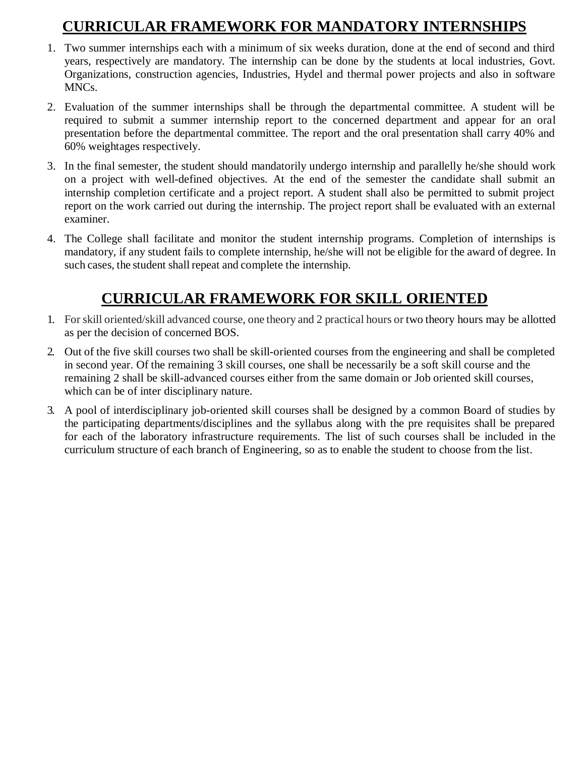# CURRICULAR FRAMEWORK FOR MANDATORY INTERNSHIPS

1. Two summer internships each with a minimum of six weeks duration, done at the end of second and third years, respectively are mandatory. The internship can be done by the students at local industries, Govt. Organizations, construction agencies, Industries, Hydel and thermal power projects and also in software MNCs.
2. Evaluation of the summer internships shall be through the departmental committee. A student will be required to submit a summer internship report to the concerned department and appear for an oral presentation before the departmental committee. The report and the oral presentation shall carry 40% and 60% weightages respectively.
3. In the final semester, the student should mandatorily undergo internship and parallelly he/she should work on a project with well-defined objectives. At the end of the semester the candidate shall submit an internship completion certificate and a project report. A student shall also be permitted to submit project report on the work carried out during the internship. The project report shall be evaluated with an external examiner.
4. The College shall facilitate and monitor the student internship programs. Completion of internships is mandatory, if any student fails to complete internship, he/she will not be eligible for the award of degree. In such cases, the student shall repeat and complete the internship.

# CURRICULAR FRAMEWORK FOR SKILL ORIENTED

1. For skill oriented/skill advanced course, one theory and 2 practical hours or two theory hours may be allotted as per the decision of concerned BOS.
2. Out of the five skill courses two shall be skill-oriented courses from the engineering and shall be completed in second year. Of the remaining 3 skill courses, one shall be necessarily be a soft skill course and the remaining 2 shall be skill-advanced courses either from the same domain or Job oriented skill courses, which can be of inter disciplinary nature.
3. A pool of interdisciplinary job-oriented skill courses shall be designed by a common Board of studies by the participating departments/disciplines and the syllabus along with the pre requisites shall be prepared for each of the laboratory infrastructure requirements. The list of such courses shall be included in the curriculum structure of each branch of Engineering, so as to enable the student to choose from the list.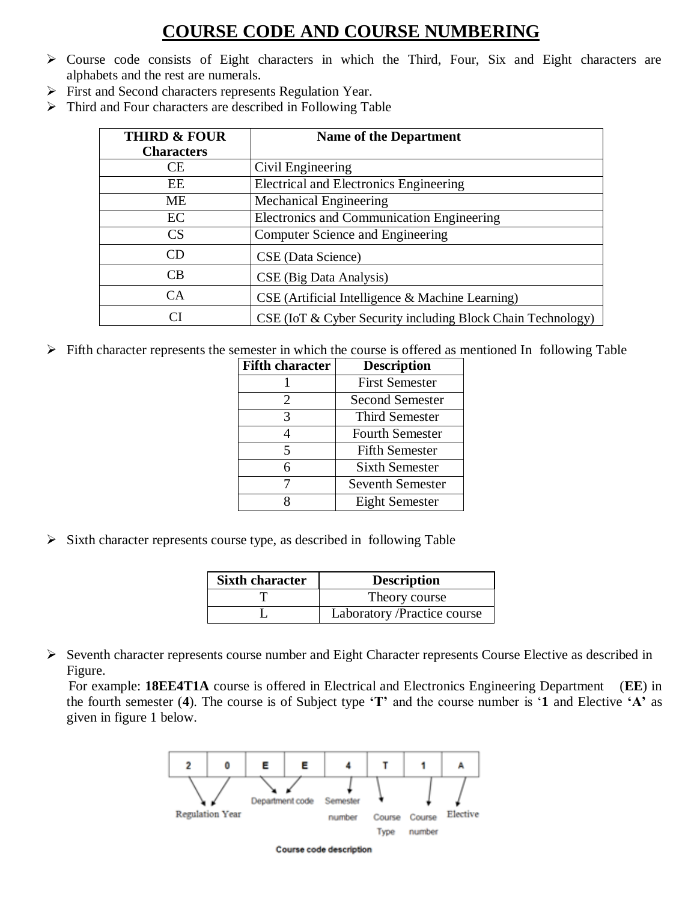# COURSE CODE AND COURSE NUMBERING

- Course code consists of Eight characters in which the Third, Four, Six and Eight characters are alphabets and the rest are numerals.
- First and Second characters represents Regulation Year.
- Third and Four characters are described in Following Table

| THIRD & FOUR Characters | Name of the Department |
|---|---|
| CE | Civil Engineering |
| EE | Electrical and Electronics Engineering |
| ME | Mechanical Engineering |
| EC | Electronics and Communication Engineering |
| CS | Computer Science and Engineering |
| CD | CSE (Data Science) |
| CB | CSE (Big Data Analysis) |
| CA | CSE (Artificial Intelligence & Machine Learning) |
| CI | CSE (IoT & Cyber Security including Block Chain Technology) |

- Fifth character represents the semester in which the course is offered as mentioned In following Table

| Fifth character | Description |
|---|---|
| 1 | First Semester |
| 2 | Second Semester |
| 3 | Third Semester |
| 4 | Fourth Semester |
| 5 | Fifth Semester |
| 6 | Sixth Semester |
| 7 | Seventh Semester |
| 8 | Eight Semester |

- Sixth character represents course type, as described in following Table

| Sixth character | Description |
|---|---|
| T | Theory course |
| L | Laboratory /Practice course |

- Seventh character represents course number and Eight Character represents Course Elective as described in Figure.

  For example: **18EE4T1A** course is offered in Electrical and Electronics Engineering Department (**EE**) in the fourth semester (**4**). The course is of Subject type **'T'** and the course number is '**1** and Elective **'A'** as given in figure 1 below.

| 2 | 0 | E | E | 4 | T | 1 | A |
|---|---|---|---|---|---|---|---|
| Regulation Year | | Department code | | Semester number | Course Type | Course number | Elective |

Course code description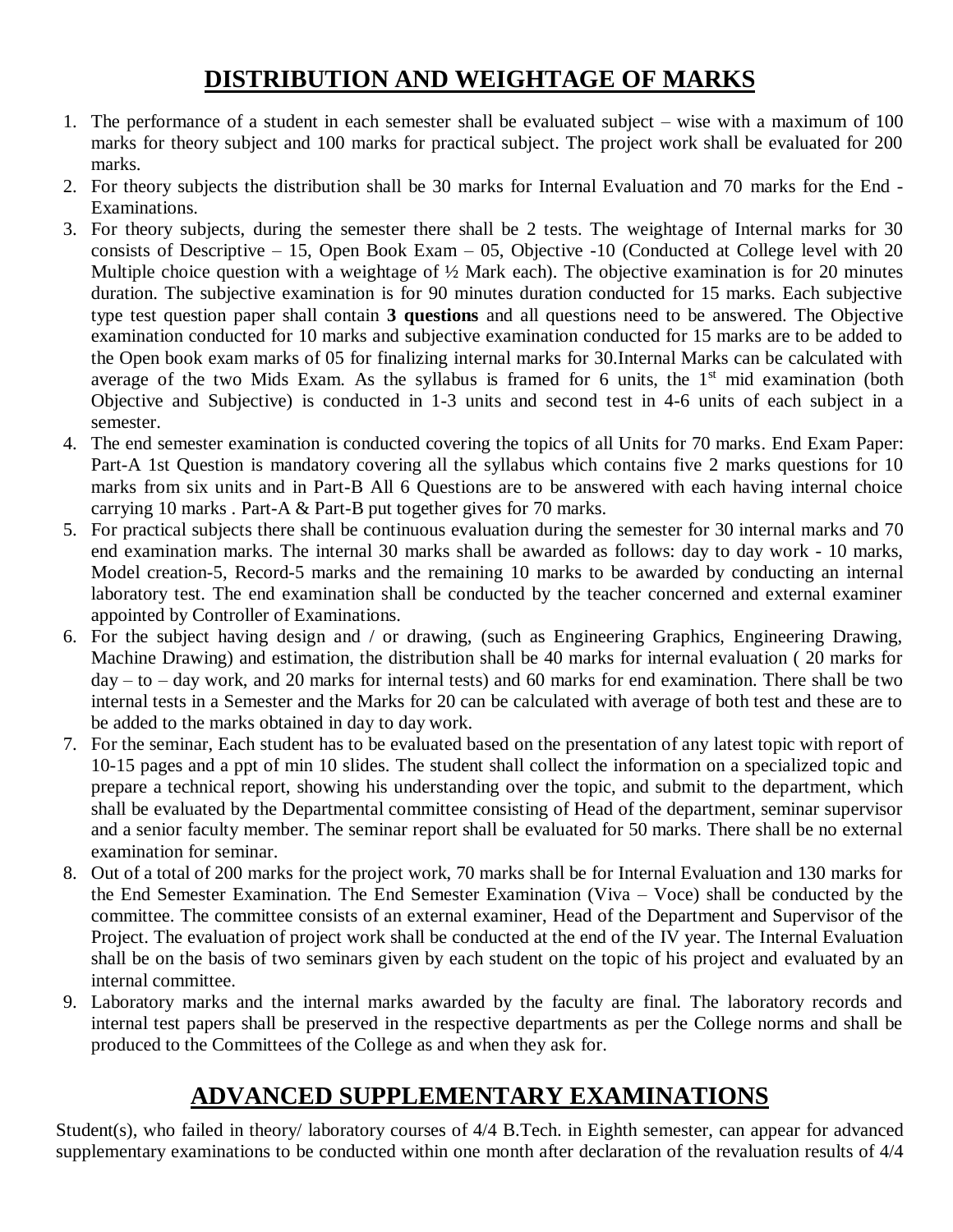## DISTRIBUTION AND WEIGHTAGE OF MARKS

1. The performance of a student in each semester shall be evaluated subject – wise with a maximum of 100 marks for theory subject and 100 marks for practical subject. The project work shall be evaluated for 200 marks.
2. For theory subjects the distribution shall be 30 marks for Internal Evaluation and 70 marks for the End - Examinations.
3. For theory subjects, during the semester there shall be 2 tests. The weightage of Internal marks for 30 consists of Descriptive – 15, Open Book Exam – 05, Objective -10 (Conducted at College level with 20 Multiple choice question with a weightage of ½ Mark each). The objective examination is for 20 minutes duration. The subjective examination is for 90 minutes duration conducted for 15 marks. Each subjective type test question paper shall contain **3 questions** and all questions need to be answered. The Objective examination conducted for 10 marks and subjective examination conducted for 15 marks are to be added to the Open book exam marks of 05 for finalizing internal marks for 30.Internal Marks can be calculated with average of the two Mids Exam. As the syllabus is framed for 6 units, the 1st mid examination (both Objective and Subjective) is conducted in 1-3 units and second test in 4-6 units of each subject in a semester.
4. The end semester examination is conducted covering the topics of all Units for 70 marks. End Exam Paper: Part-A 1st Question is mandatory covering all the syllabus which contains five 2 marks questions for 10 marks from six units and in Part-B All 6 Questions are to be answered with each having internal choice carrying 10 marks . Part-A & Part-B put together gives for 70 marks.
5. For practical subjects there shall be continuous evaluation during the semester for 30 internal marks and 70 end examination marks. The internal 30 marks shall be awarded as follows: day to day work - 10 marks, Model creation-5, Record-5 marks and the remaining 10 marks to be awarded by conducting an internal laboratory test. The end examination shall be conducted by the teacher concerned and external examiner appointed by Controller of Examinations.
6. For the subject having design and / or drawing, (such as Engineering Graphics, Engineering Drawing, Machine Drawing) and estimation, the distribution shall be 40 marks for internal evaluation ( 20 marks for day – to – day work, and 20 marks for internal tests) and 60 marks for end examination. There shall be two internal tests in a Semester and the Marks for 20 can be calculated with average of both test and these are to be added to the marks obtained in day to day work.
7. For the seminar, Each student has to be evaluated based on the presentation of any latest topic with report of 10-15 pages and a ppt of min 10 slides. The student shall collect the information on a specialized topic and prepare a technical report, showing his understanding over the topic, and submit to the department, which shall be evaluated by the Departmental committee consisting of Head of the department, seminar supervisor and a senior faculty member. The seminar report shall be evaluated for 50 marks. There shall be no external examination for seminar.
8. Out of a total of 200 marks for the project work, 70 marks shall be for Internal Evaluation and 130 marks for the End Semester Examination. The End Semester Examination (Viva – Voce) shall be conducted by the committee. The committee consists of an external examiner, Head of the Department and Supervisor of the Project. The evaluation of project work shall be conducted at the end of the IV year. The Internal Evaluation shall be on the basis of two seminars given by each student on the topic of his project and evaluated by an internal committee.
9. Laboratory marks and the internal marks awarded by the faculty are final. The laboratory records and internal test papers shall be preserved in the respective departments as per the College norms and shall be produced to the Committees of the College as and when they ask for.

## ADVANCED SUPPLEMENTARY EXAMINATIONS

Student(s), who failed in theory/ laboratory courses of 4/4 B.Tech. in Eighth semester, can appear for advanced supplementary examinations to be conducted within one month after declaration of the revaluation results of 4/4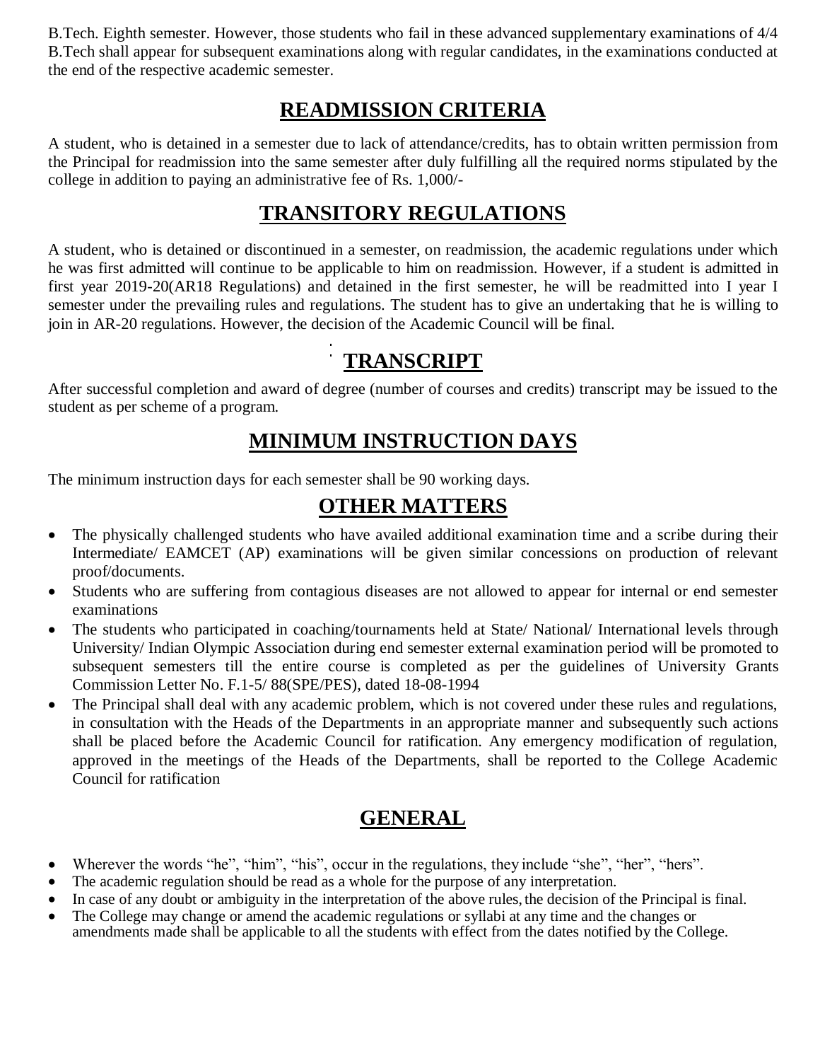B.Tech. Eighth semester. However, those students who fail in these advanced supplementary examinations of 4/4 B.Tech shall appear for subsequent examinations along with regular candidates, in the examinations conducted at the end of the respective academic semester.

## READMISSION CRITERIA

A student, who is detained in a semester due to lack of attendance/credits, has to obtain written permission from the Principal for readmission into the same semester after duly fulfilling all the required norms stipulated by the college in addition to paying an administrative fee of Rs. 1,000/-

## TRANSITORY REGULATIONS

A student, who is detained or discontinued in a semester, on readmission, the academic regulations under which he was first admitted will continue to be applicable to him on readmission. However, if a student is admitted in first year 2019-20(AR18 Regulations) and detained in the first semester, he will be readmitted into I year I semester under the prevailing rules and regulations. The student has to give an undertaking that he is willing to join in AR-20 regulations. However, the decision of the Academic Council will be final.

## TRANSCRIPT

After successful completion and award of degree (number of courses and credits) transcript may be issued to the student as per scheme of a program.

## MINIMUM INSTRUCTION DAYS

The minimum instruction days for each semester shall be 90 working days.

## OTHER MATTERS

- The physically challenged students who have availed additional examination time and a scribe during their Intermediate/ EAMCET (AP) examinations will be given similar concessions on production of relevant proof/documents.
- Students who are suffering from contagious diseases are not allowed to appear for internal or end semester examinations
- The students who participated in coaching/tournaments held at State/ National/ International levels through University/ Indian Olympic Association during end semester external examination period will be promoted to subsequent semesters till the entire course is completed as per the guidelines of University Grants Commission Letter No. F.1-5/ 88(SPE/PES), dated 18-08-1994
- The Principal shall deal with any academic problem, which is not covered under these rules and regulations, in consultation with the Heads of the Departments in an appropriate manner and subsequently such actions shall be placed before the Academic Council for ratification. Any emergency modification of regulation, approved in the meetings of the Heads of the Departments, shall be reported to the College Academic Council for ratification

## GENERAL

- Wherever the words "he", "him", "his", occur in the regulations, they include "she", "her", "hers".
- The academic regulation should be read as a whole for the purpose of any interpretation.
- In case of any doubt or ambiguity in the interpretation of the above rules, the decision of the Principal is final.
- The College may change or amend the academic regulations or syllabi at any time and the changes or amendments made shall be applicable to all the students with effect from the dates notified by the College.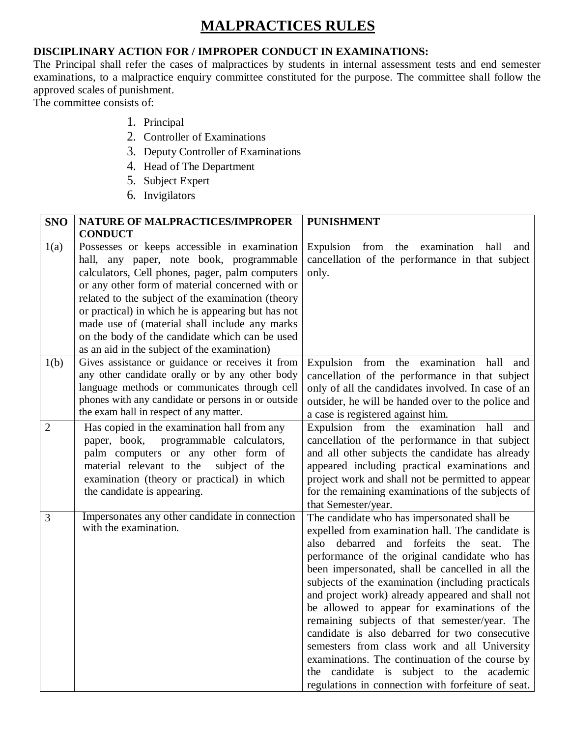# MALPRACTICES RULES

**DISCIPLINARY ACTION FOR / IMPROPER CONDUCT IN EXAMINATIONS:**

The Principal shall refer the cases of malpractices by students in internal assessment tests and end semester examinations, to a malpractice enquiry committee constituted for the purpose. The committee shall follow the approved scales of punishment.

The committee consists of:

1. Principal
2. Controller of Examinations
3. Deputy Controller of Examinations
4. Head of The Department
5. Subject Expert
6. Invigilators

| SNO | NATURE OF MALPRACTICES/IMPROPER CONDUCT | PUNISHMENT |
|---|---|---|
| 1(a) | Possesses or keeps accessible in examination hall, any paper, note book, programmable calculators, Cell phones, pager, palm computers or any other form of material concerned with or related to the subject of the examination (theory or practical) in which he is appearing but has not made use of (material shall include any marks on the body of the candidate which can be used as an aid in the subject of the examination) | Expulsion from the examination hall and cancellation of the performance in that subject only. |
| 1(b) | Gives assistance or guidance or receives it from any other candidate orally or by any other body language methods or communicates through cell phones with any candidate or persons in or outside the exam hall in respect of any matter. | Expulsion from the examination hall and cancellation of the performance in that subject only of all the candidates involved. In case of an outsider, he will be handed over to the police and a case is registered against him. |
| 2 | Has copied in the examination hall from any paper, book, programmable calculators, palm computers or any other form of material relevant to the subject of the examination (theory or practical) in which the candidate is appearing. | Expulsion from the examination hall and cancellation of the performance in that subject and all other subjects the candidate has already appeared including practical examinations and project work and shall not be permitted to appear for the remaining examinations of the subjects of that Semester/year. |
| 3 | Impersonates any other candidate in connection with the examination. | The candidate who has impersonated shall be expelled from examination hall. The candidate is also debarred and forfeits the seat. The performance of the original candidate who has been impersonated, shall be cancelled in all the subjects of the examination (including practicals and project work) already appeared and shall not be allowed to appear for examinations of the remaining subjects of that semester/year. The candidate is also debarred for two consecutive semesters from class work and all University examinations. The continuation of the course by the candidate is subject to the academic regulations in connection with forfeiture of seat. |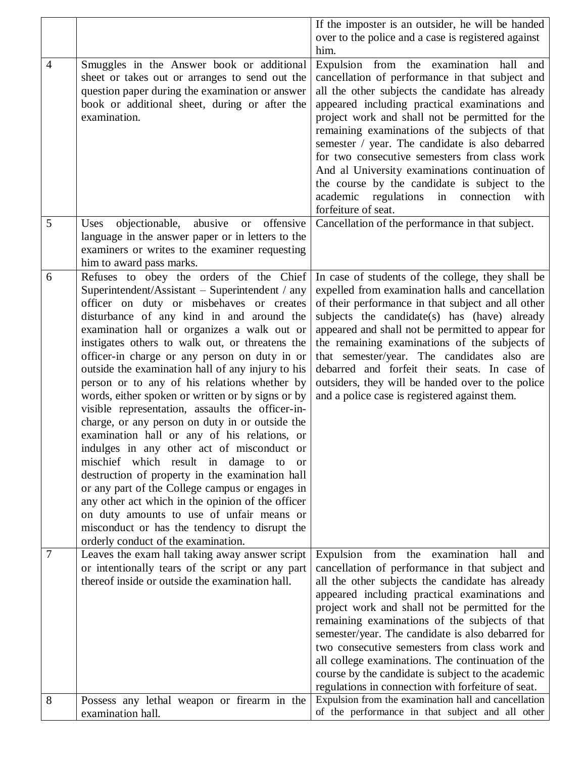| | | |
|---|---|---|
| | | If the imposter is an outsider, he will be handed over to the police and a case is registered against him. |
| 4 | Smuggles in the Answer book or additional sheet or takes out or arranges to send out the question paper during the examination or answer book or additional sheet, during or after the examination. | Expulsion from the examination hall and cancellation of performance in that subject and all the other subjects the candidate has already appeared including practical examinations and project work and shall not be permitted for the remaining examinations of the subjects of that semester / year. The candidate is also debarred for two consecutive semesters from class work And al University examinations continuation of the course by the candidate is subject to the academic regulations in connection with forfeiture of seat. |
| 5 | Uses objectionable, abusive or offensive language in the answer paper or in letters to the examiners or writes to the examiner requesting him to award pass marks. | Cancellation of the performance in that subject. |
| 6 | Refuses to obey the orders of the Chief Superintendent/Assistant – Superintendent / any officer on duty or misbehaves or creates disturbance of any kind in and around the examination hall or organizes a walk out or instigates others to walk out, or threatens the officer-in charge or any person on duty in or outside the examination hall of any injury to his person or to any of his relations whether by words, either spoken or written or by signs or by visible representation, assaults the officer-in-charge, or any person on duty in or outside the examination hall or any of his relations, or indulges in any other act of misconduct or mischief which result in damage to or destruction of property in the examination hall or any part of the College campus or engages in any other act which in the opinion of the officer on duty amounts to use of unfair means or misconduct or has the tendency to disrupt the orderly conduct of the examination. | In case of students of the college, they shall be expelled from examination halls and cancellation of their performance in that subject and all other subjects the candidate(s) has (have) already appeared and shall not be permitted to appear for the remaining examinations of the subjects of that semester/year. The candidates also are debarred and forfeit their seats. In case of outsiders, they will be handed over to the police and a police case is registered against them. |
| 7 | Leaves the exam hall taking away answer script or intentionally tears of the script or any part thereof inside or outside the examination hall. | Expulsion from the examination hall and cancellation of performance in that subject and all the other subjects the candidate has already appeared including practical examinations and project work and shall not be permitted for the remaining examinations of the subjects of that semester/year. The candidate is also debarred for two consecutive semesters from class work and all college examinations. The continuation of the course by the candidate is subject to the academic regulations in connection with forfeiture of seat. |
| 8 | Possess any lethal weapon or firearm in the examination hall. | Expulsion from the examination hall and cancellation of the performance in that subject and all other |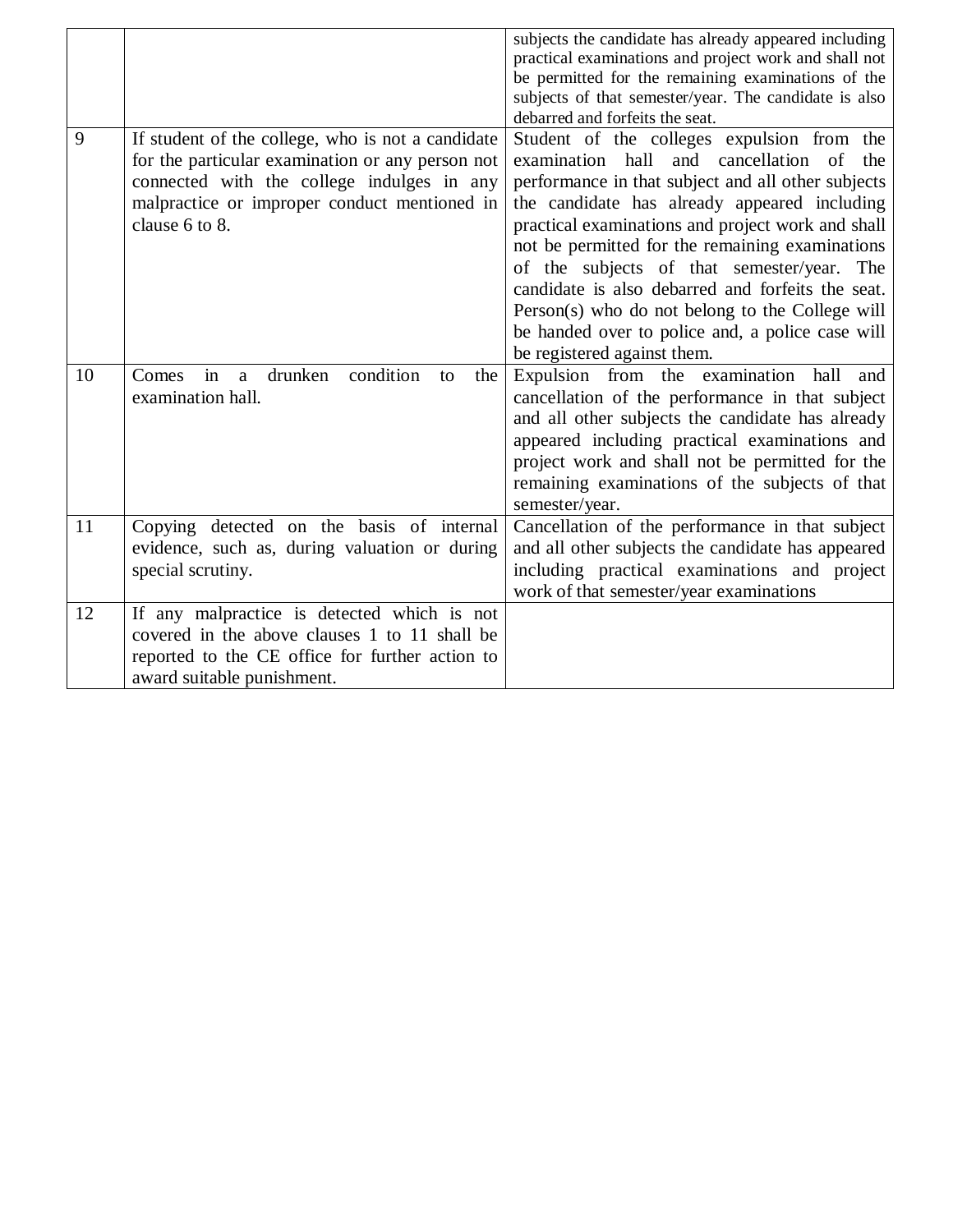| | | |
|---|---|---|
| | | subjects the candidate has already appeared including practical examinations and project work and shall not be permitted for the remaining examinations of the subjects of that semester/year. The candidate is also debarred and forfeits the seat. |
| 9 | If student of the college, who is not a candidate for the particular examination or any person not connected with the college indulges in any malpractice or improper conduct mentioned in clause 6 to 8. | Student of the colleges expulsion from the examination hall and cancellation of the performance in that subject and all other subjects the candidate has already appeared including practical examinations and project work and shall not be permitted for the remaining examinations of the subjects of that semester/year. The candidate is also debarred and forfeits the seat. Person(s) who do not belong to the College will be handed over to police and, a police case will be registered against them. |
| 10 | Comes in a drunken condition to the examination hall. | Expulsion from the examination hall and cancellation of the performance in that subject and all other subjects the candidate has already appeared including practical examinations and project work and shall not be permitted for the remaining examinations of the subjects of that semester/year. |
| 11 | Copying detected on the basis of internal evidence, such as, during valuation or during special scrutiny. | Cancellation of the performance in that subject and all other subjects the candidate has appeared including practical examinations and project work of that semester/year examinations |
| 12 | If any malpractice is detected which is not covered in the above clauses 1 to 11 shall be reported to the CE office for further action to award suitable punishment. | |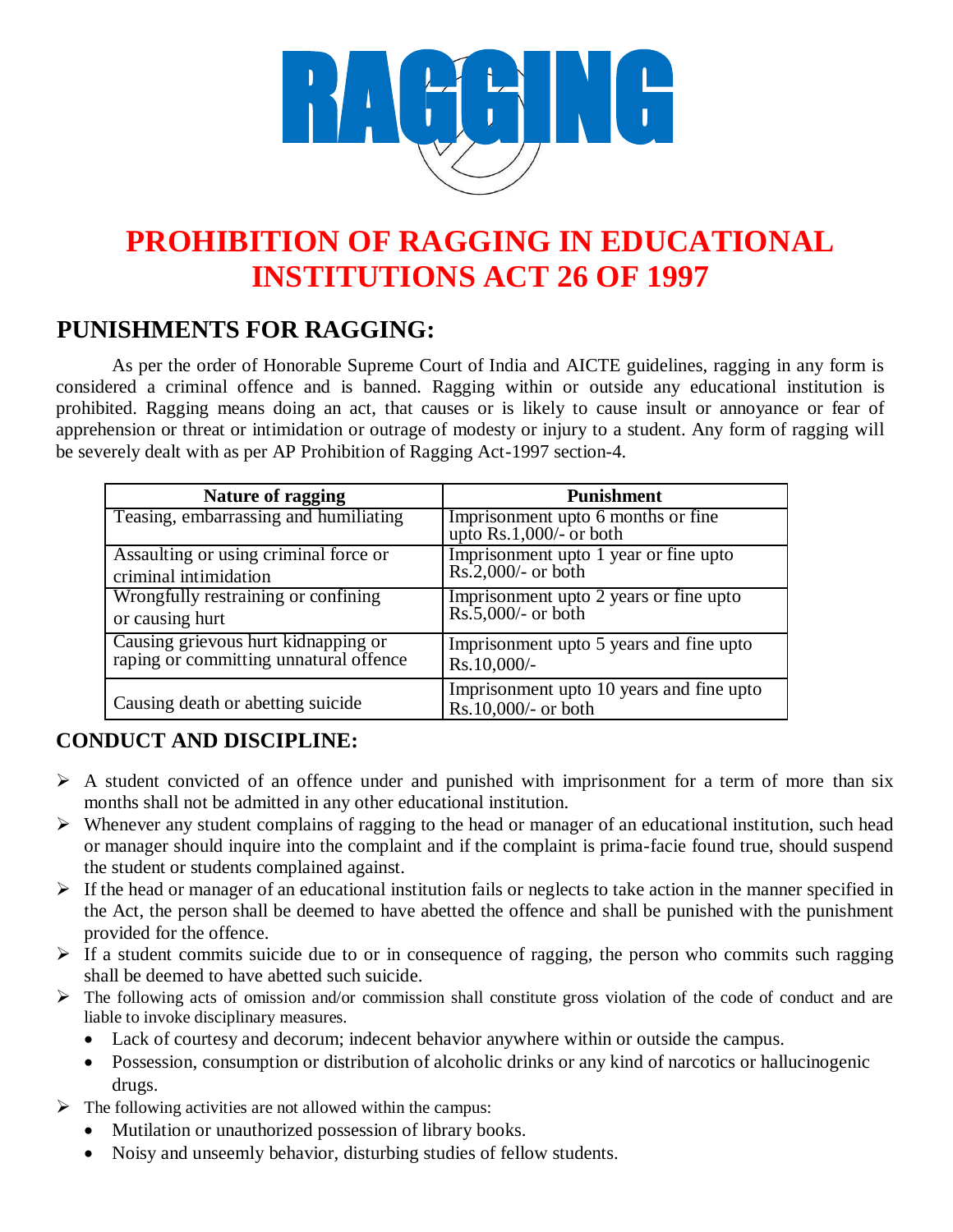# RAGGING

# PROHIBITION OF RAGGING IN EDUCATIONAL INSTITUTIONS ACT 26 OF 1997

## PUNISHMENTS FOR RAGGING:

As per the order of Honorable Supreme Court of India and AICTE guidelines, ragging in any form is considered a criminal offence and is banned. Ragging within or outside any educational institution is prohibited. Ragging means doing an act, that causes or is likely to cause insult or annoyance or fear of apprehension or threat or intimidation or outrage of modesty or injury to a student. Any form of ragging will be severely dealt with as per AP Prohibition of Ragging Act-1997 section-4.

| Nature of ragging | Punishment |
|---|---|
| Teasing, embarrassing and humiliating | Imprisonment upto 6 months or fine upto Rs.1,000/- or both |
| Assaulting or using criminal force or criminal intimidation | Imprisonment upto 1 year or fine upto Rs.2,000/- or both |
| Wrongfully restraining or confining or causing hurt | Imprisonment upto 2 years or fine upto Rs.5,000/- or both |
| Causing grievous hurt kidnapping or raping or committing unnatural offence | Imprisonment upto 5 years and fine upto Rs.10,000/- |
| Causing death or abetting suicide | Imprisonment upto 10 years and fine upto Rs.10,000/- or both |

## CONDUCT AND DISCIPLINE:

- A student convicted of an offence under and punished with imprisonment for a term of more than six months shall not be admitted in any other educational institution.
- Whenever any student complains of ragging to the head or manager of an educational institution, such head or manager should inquire into the complaint and if the complaint is prima-facie found true, should suspend the student or students complained against.
- If the head or manager of an educational institution fails or neglects to take action in the manner specified in the Act, the person shall be deemed to have abetted the offence and shall be punished with the punishment provided for the offence.
- If a student commits suicide due to or in consequence of ragging, the person who commits such ragging shall be deemed to have abetted such suicide.
- The following acts of omission and/or commission shall constitute gross violation of the code of conduct and are liable to invoke disciplinary measures.
  - Lack of courtesy and decorum; indecent behavior anywhere within or outside the campus.
  - Possession, consumption or distribution of alcoholic drinks or any kind of narcotics or hallucinogenic drugs.
- The following activities are not allowed within the campus:
  - Mutilation or unauthorized possession of library books.
  - Noisy and unseemly behavior, disturbing studies of fellow students.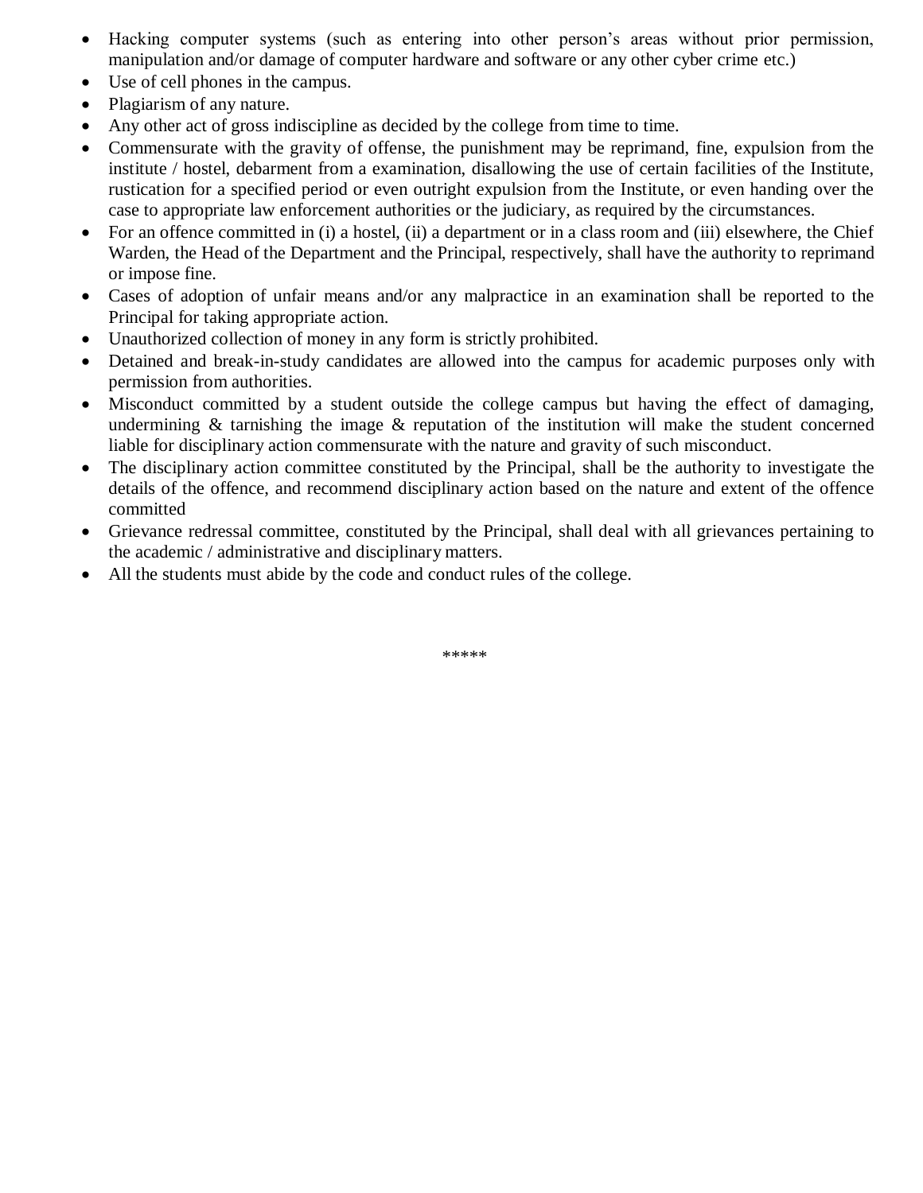- Hacking computer systems (such as entering into other person's areas without prior permission, manipulation and/or damage of computer hardware and software or any other cyber crime etc.)
- Use of cell phones in the campus.
- Plagiarism of any nature.
- Any other act of gross indiscipline as decided by the college from time to time.
- Commensurate with the gravity of offense, the punishment may be reprimand, fine, expulsion from the institute / hostel, debarment from a examination, disallowing the use of certain facilities of the Institute, rustication for a specified period or even outright expulsion from the Institute, or even handing over the case to appropriate law enforcement authorities or the judiciary, as required by the circumstances.
- For an offence committed in (i) a hostel, (ii) a department or in a class room and (iii) elsewhere, the Chief Warden, the Head of the Department and the Principal, respectively, shall have the authority to reprimand or impose fine.
- Cases of adoption of unfair means and/or any malpractice in an examination shall be reported to the Principal for taking appropriate action.
- Unauthorized collection of money in any form is strictly prohibited.
- Detained and break-in-study candidates are allowed into the campus for academic purposes only with permission from authorities.
- Misconduct committed by a student outside the college campus but having the effect of damaging, undermining & tarnishing the image & reputation of the institution will make the student concerned liable for disciplinary action commensurate with the nature and gravity of such misconduct.
- The disciplinary action committee constituted by the Principal, shall be the authority to investigate the details of the offence, and recommend disciplinary action based on the nature and extent of the offence committed
- Grievance redressal committee, constituted by the Principal, shall deal with all grievances pertaining to the academic / administrative and disciplinary matters.
- All the students must abide by the code and conduct rules of the college.

*****